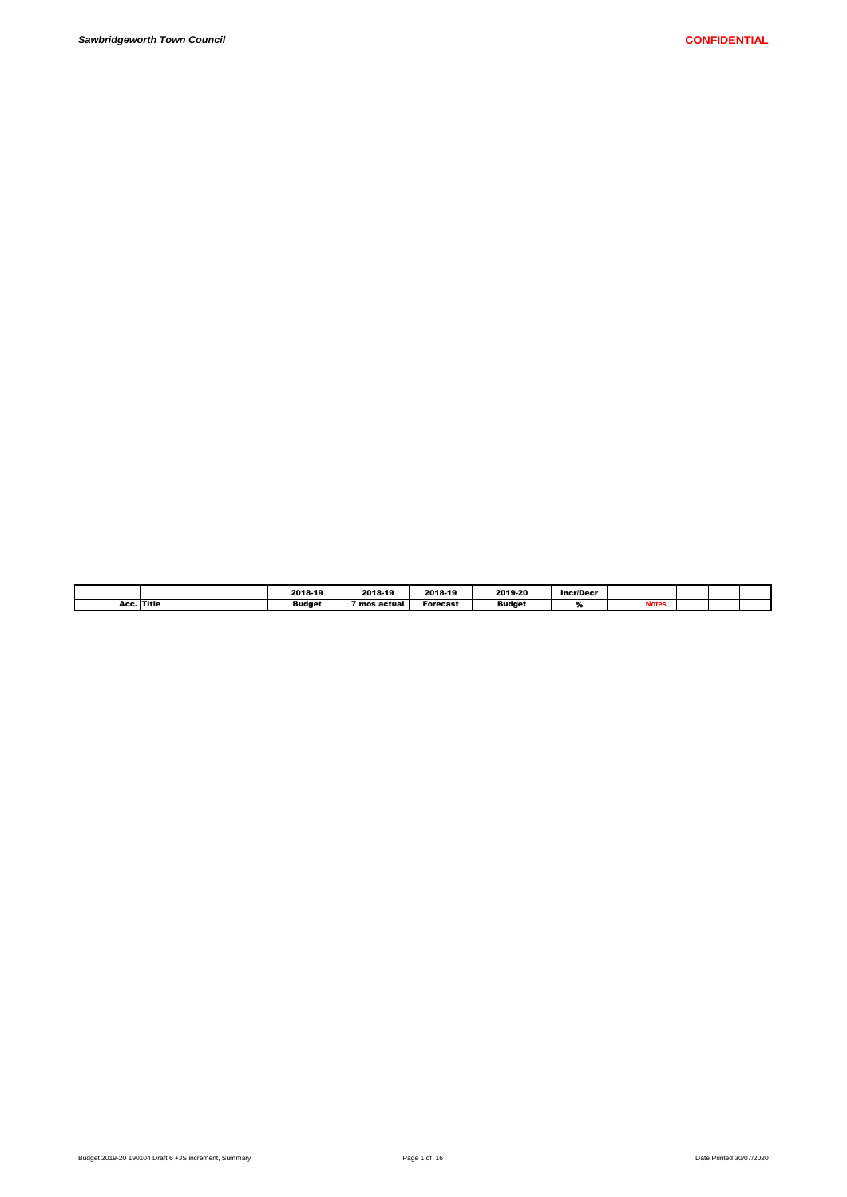| | | 2018-19 | 2018-19 | 2018-19 | 2019-20 | Incr/Decr | | | | | |
|---|---|---|---|---|---|---|---|---|---|---|---|
| Acc. | Title | Budget | 7 mos actual | Forecast | Budget | % | | Notes | | | |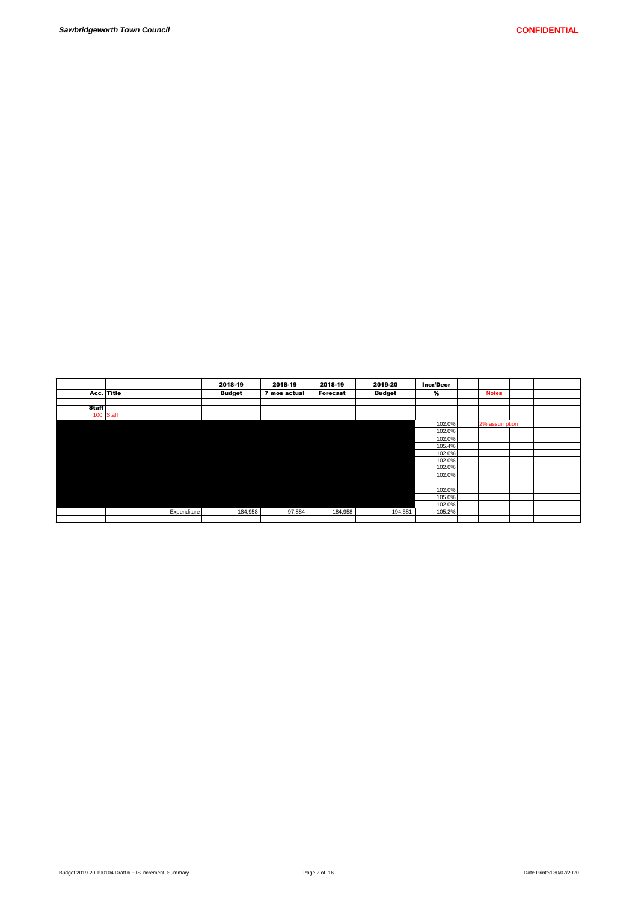| Acc. | Title | 2018-19 Budget | 2018-19 7 mos actual | 2018-19 Forecast | 2019-20 Budget | Incr/Decr % | | Notes | | | |
|---|---|---|---|---|---|---|---|---|---|---|---|
| | | | | | | | | | | | |
| **Staff** | | | | | | | | | | | |
| 100 | Staff | | | | | | | | | | |
| | | | | | | 102.0% | | 2% assumption | | | |
| | | | | | | 102.0% | | | | | |
| | | | | | | 102.0% | | | | | |
| | | | | | | 105.4% | | | | | |
| | | | | | | 102.0% | | | | | |
| | | | | | | 102.0% | | | | | |
| | | | | | | 102.0% | | | | | |
| | | | | | | 102.0% | | | | | |
| | | | | | | - | | | | | |
| | | | | | | 102.0% | | | | | |
| | | | | | | 105.0% | | | | | |
| | | | | | | 102.0% | | | | | |
| | Expenditure | 184,958 | 97,884 | 184,958 | 194,581 | 105.2% | | | | | |
| | | | | | | | | | | | |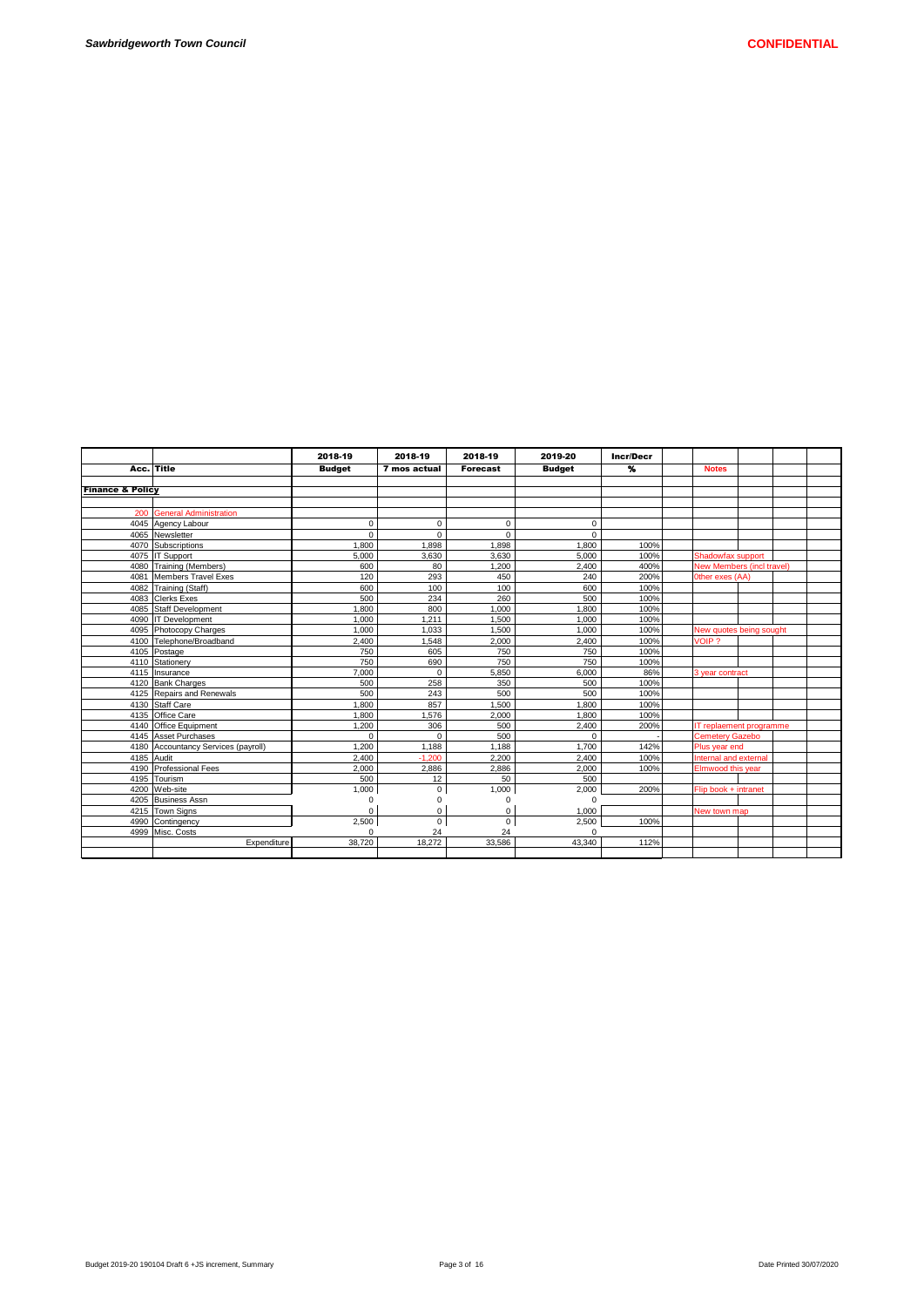| | | 2018-19 | 2018-19 | 2018-19 | 2019-20 | Incr/Decr | | | | | |
|---|---|---|---|---|---|---|---|---|---|---|---|
| Acc. | Title | Budget | 7 mos actual | Forecast | Budget | % | | Notes | | | |
| | | | | | | | | | | | |
| **Finance & Policy** | | | | | | | | | | | |
| | | | | | | | | | | | |
| | | | | | | | | | | | |
| 200 | General Administration | | | | | | | | | | |
| 4045 | Agency Labour | 0 | 0 | 0 | 0 | | | | | | |
| 4065 | Newsletter | 0 | 0 | 0 | 0 | | | | | | |
| 4070 | Subscriptions | 1,800 | 1,898 | 1,898 | 1,800 | 100% | | | | | |
| 4075 | IT Support | 5,000 | 3,630 | 3,630 | 5,000 | 100% | | Shadowfax support | | | |
| 4080 | Training (Members) | 600 | 80 | 1,200 | 2,400 | 400% | | New Members (incl travel) | | | |
| 4081 | Members Travel Exes | 120 | 293 | 450 | 240 | 200% | | 0ther exes (AA) | | | |
| 4082 | Training (Staff) | 600 | 100 | 100 | 600 | 100% | | | | | |
| 4083 | Clerks Exes | 500 | 234 | 260 | 500 | 100% | | | | | |
| 4085 | Staff Development | 1,800 | 800 | 1,000 | 1,800 | 100% | | | | | |
| 4090 | IT Development | 1,000 | 1,211 | 1,500 | 1,000 | 100% | | | | | |
| 4095 | Photocopy Charges | 1,000 | 1,033 | 1,500 | 1,000 | 100% | | New quotes being sought | | | |
| 4100 | Telephone/Broadband | 2,400 | 1,548 | 2,000 | 2,400 | 100% | | VOIP ? | | | |
| 4105 | Postage | 750 | 605 | 750 | 750 | 100% | | | | | |
| 4110 | Stationery | 750 | 690 | 750 | 750 | 100% | | | | | |
| 4115 | Insurance | 7,000 | 0 | 5,850 | 6,000 | 86% | | 3 year contract | | | |
| 4120 | Bank Charges | 500 | 258 | 350 | 500 | 100% | | | | | |
| 4125 | Repairs and Renewals | 500 | 243 | 500 | 500 | 100% | | | | | |
| 4130 | Staff Care | 1,800 | 857 | 1,500 | 1,800 | 100% | | | | | |
| 4135 | Office Care | 1,800 | 1,576 | 2,000 | 1,800 | 100% | | | | | |
| 4140 | Office Equipment | 1,200 | 306 | 500 | 2,400 | 200% | | IT replaement programme | | | |
| 4145 | Asset Purchases | 0 | 0 | 500 | 0 | - | | Cemetery Gazebo | | | |
| 4180 | Accountancy Services (payroll) | 1,200 | 1,188 | 1,188 | 1,700 | 142% | | Plus year end | | | |
| 4185 | Audit | 2,400 | -1,200 | 2,200 | 2,400 | 100% | | Internal and external | | | |
| 4190 | Professional Fees | 2,000 | 2,886 | 2,886 | 2,000 | 100% | | Elmwood this year | | | |
| 4195 | Tourism | 500 | 12 | 50 | 500 | | | | | | |
| 4200 | Web-site | 1,000 | 0 | 1,000 | 2,000 | 200% | | Flip book + intranet | | | |
| 4205 | Business Assn | 0 | 0 | 0 | 0 | | | | | | |
| 4215 | Town Signs | 0 | 0 | 0 | 1,000 | | | New town map | | | |
| 4990 | Contingency | 2,500 | 0 | 0 | 2,500 | 100% | | | | | |
| 4999 | Misc. Costs | 0 | 24 | 24 | 0 | | | | | | |
| | Expenditure | 38,720 | 18,272 | 33,586 | 43,340 | 112% | | | | | |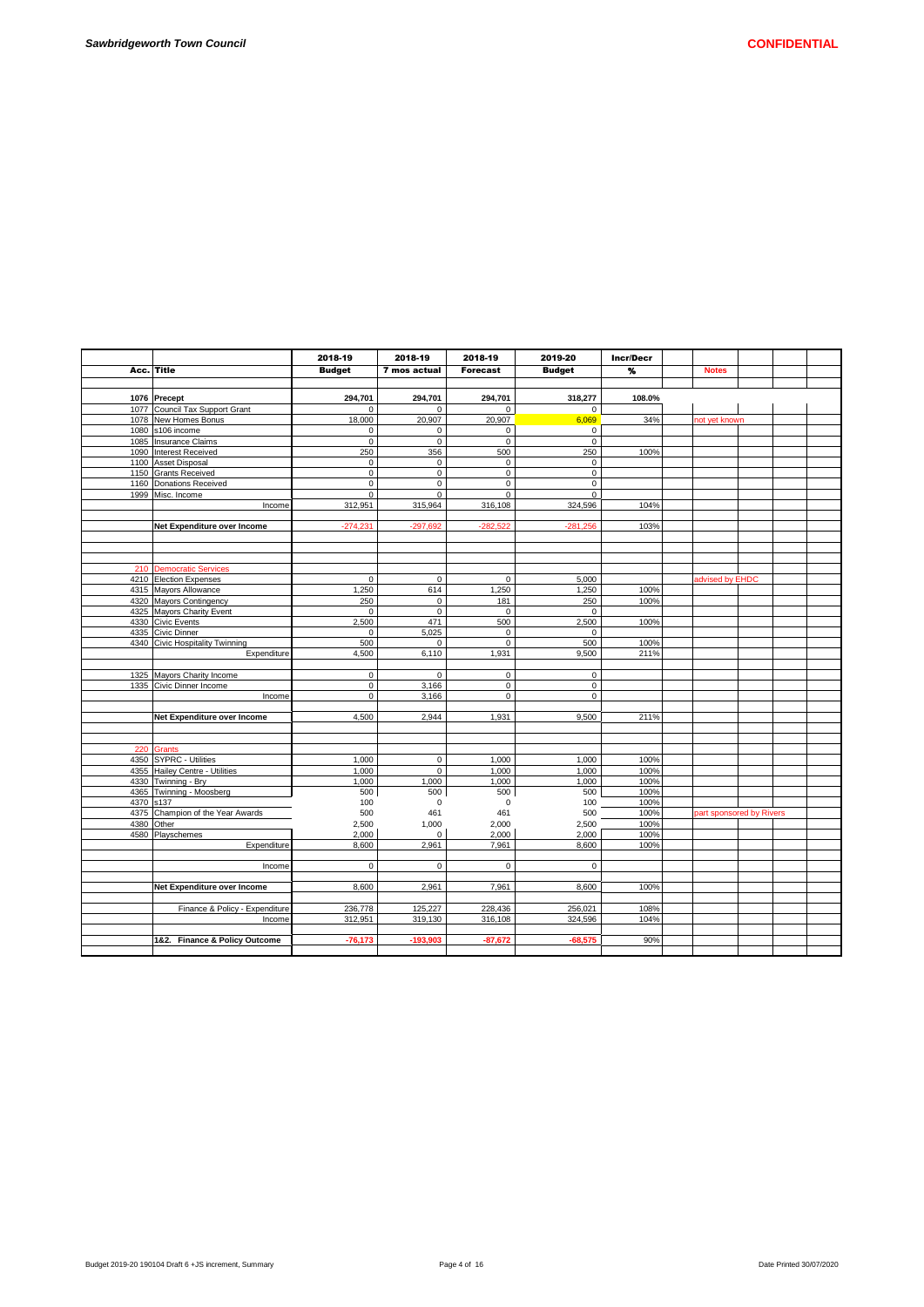| Acc. | Title | 2018-19 Budget | 2018-19 7 mos actual | 2018-19 Forecast | 2019-20 Budget | Incr/Decr % | Notes |
|---|---|---|---|---|---|---|---|
| | | | | | | | |
| 1076 | **Precept** | **294,701** | **294,701** | **294,701** | **318,277** | **108.0%** | |
| 1077 | Council Tax Support Grant | 0 | 0 | 0 | 0 | | |
| 1078 | New Homes Bonus | 18,000 | 20,907 | 20,907 | 6,069 | 34% | not yet known |
| 1080 | s106 income | 0 | 0 | 0 | 0 | | |
| 1085 | Insurance Claims | 0 | 0 | 0 | 0 | | |
| 1090 | Interest Received | 250 | 356 | 500 | 250 | 100% | |
| 1100 | Asset Disposal | 0 | 0 | 0 | 0 | | |
| 1150 | Grants Received | 0 | 0 | 0 | 0 | | |
| 1160 | Donations Received | 0 | 0 | 0 | 0 | | |
| 1999 | Misc. Income | 0 | 0 | 0 | 0 | | |
| | Income | 312,951 | 315,964 | 316,108 | 324,596 | 104% | |
| | | | | | | | |
| | **Net Expenditure over Income** | -274,231 | -297,692 | -282,522 | -281,256 | 103% | |
| | | | | | | | |
| 210 | Democratic Services | | | | | | |
| 4210 | Election Expenses | 0 | 0 | 0 | 5,000 | | advised by EHDC |
| 4315 | Mayors Allowance | 1,250 | 614 | 1,250 | 1,250 | 100% | |
| 4320 | Mayors Contingency | 250 | 0 | 181 | 250 | 100% | |
| 4325 | Mayors Charity Event | 0 | 0 | 0 | 0 | | |
| 4330 | Civic Events | 2,500 | 471 | 500 | 2,500 | 100% | |
| 4335 | Civic Dinner | 0 | 5,025 | 0 | 0 | | |
| 4340 | Civic Hospitality Twinning | 500 | 0 | 0 | 500 | 100% | |
| | Expenditure | 4,500 | 6,110 | 1,931 | 9,500 | 211% | |
| | | | | | | | |
| 1325 | Mayors Charity Income | 0 | 0 | 0 | 0 | | |
| 1335 | Civic Dinner Income | 0 | 3,166 | 0 | 0 | | |
| | Income | 0 | 3,166 | 0 | 0 | | |
| | | | | | | | |
| | **Net Expenditure over Income** | 4,500 | 2,944 | 1,931 | 9,500 | 211% | |
| | | | | | | | |
| 220 | Grants | | | | | | |
| 4350 | SYPRC - Utilities | 1,000 | 0 | 1,000 | 1,000 | 100% | |
| 4355 | Hailey Centre - Utilities | 1,000 | 0 | 1,000 | 1,000 | 100% | |
| 4330 | Twinning - Bry | 1,000 | 1,000 | 1,000 | 1,000 | 100% | |
| 4365 | Twinning - Moosberg | 500 | 500 | 500 | 500 | 100% | |
| 4370 | s137 | 100 | 0 | 0 | 100 | 100% | |
| 4375 | Champion of the Year Awards | 500 | 461 | 461 | 500 | 100% | part sponsored by Rivers |
| 4380 | Other | 2,500 | 1,000 | 2,000 | 2,500 | 100% | |
| 4580 | Playschemes | 2,000 | 0 | 2,000 | 2,000 | 100% | |
| | Expenditure | 8,600 | 2,961 | 7,961 | 8,600 | 100% | |
| | | | | | | | |
| | Income | 0 | 0 | 0 | 0 | | |
| | | | | | | | |
| | **Net Expenditure over Income** | 8,600 | 2,961 | 7,961 | 8,600 | 100% | |
| | | | | | | | |
| | Finance & Policy - Expenditure | 236,778 | 125,227 | 228,436 | 256,021 | 108% | |
| | Income | 312,951 | 319,130 | 316,108 | 324,596 | 104% | |
| | | | | | | | |
| | **1&2. Finance & Policy Outcome** | **-76,173** | **-193,903** | **-87,672** | **-68,575** | 90% | |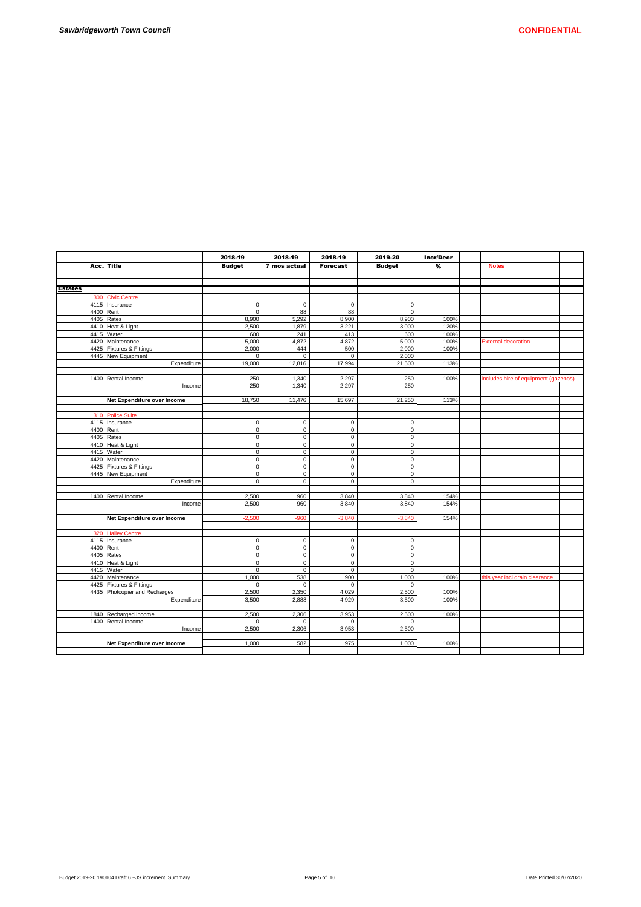| Acc. | Title | 2018-19 Budget | 2018-19 7 mos actual | 2018-19 Forecast | 2019-20 Budget | Incr/Decr % | Notes |
|---|---|---|---|---|---|---|---|
| **Estates** | | | | | | | |
| 300 | Civic Centre | | | | | | |
| 4115 | Insurance | 0 | 0 | 0 | 0 | | |
| 4400 | Rent | 0 | 88 | 88 | 0 | | |
| 4405 | Rates | 8,900 | 5,292 | 8,900 | 8,900 | 100% | |
| 4410 | Heat & Light | 2,500 | 1,879 | 3,221 | 3,000 | 120% | |
| 4415 | Water | 600 | 241 | 413 | 600 | 100% | |
| 4420 | Maintenance | 5,000 | 4,872 | 4,872 | 5,000 | 100% | External decoration |
| 4425 | Fixtures & Fittings | 2,000 | 444 | 500 | 2,000 | 100% | |
| 4445 | New Equipment | 0 | 0 | 0 | 2,000 | | |
| | Expenditure | 19,000 | 12,816 | 17,994 | 21,500 | 113% | |
| 1400 | Rental Income | 250 | 1,340 | 2,297 | 250 | 100% | includes hire of equipment (gazebos) |
| | Income | 250 | 1,340 | 2,297 | 250 | | |
| | **Net Expenditure over Income** | 18,750 | 11,476 | 15,697 | 21,250 | 113% | |
| 310 | Police Suite | | | | | | |
| 4115 | Insurance | 0 | 0 | 0 | 0 | | |
| 4400 | Rent | 0 | 0 | 0 | 0 | | |
| 4405 | Rates | 0 | 0 | 0 | 0 | | |
| 4410 | Heat & Light | 0 | 0 | 0 | 0 | | |
| 4415 | Water | 0 | 0 | 0 | 0 | | |
| 4420 | Maintenance | 0 | 0 | 0 | 0 | | |
| 4425 | Fixtures & Fittings | 0 | 0 | 0 | 0 | | |
| 4445 | New Equipment | 0 | 0 | 0 | 0 | | |
| | Expenditure | 0 | 0 | 0 | 0 | | |
| 1400 | Rental Income | 2,500 | 960 | 3,840 | 3,840 | 154% | |
| | Income | 2,500 | 960 | 3,840 | 3,840 | 154% | |
| | **Net Expenditure over Income** | -2,500 | -960 | -3,840 | -3,840 | 154% | |
| 320 | Hailey Centre | | | | | | |
| 4115 | Insurance | 0 | 0 | 0 | 0 | | |
| 4400 | Rent | 0 | 0 | 0 | 0 | | |
| 4405 | Rates | 0 | 0 | 0 | 0 | | |
| 4410 | Heat & Light | 0 | 0 | 0 | 0 | | |
| 4415 | Water | 0 | 0 | 0 | 0 | | |
| 4420 | Maintenance | 1,000 | 538 | 900 | 1,000 | 100% | this year incl drain clearance |
| 4425 | Fixtures & Fittings | 0 | 0 | 0 | 0 | | |
| 4435 | Photcopier and Recharges | 2,500 | 2,350 | 4,029 | 2,500 | 100% | |
| | Expenditure | 3,500 | 2,888 | 4,929 | 3,500 | 100% | |
| 1840 | Recharged income | 2,500 | 2,306 | 3,953 | 2,500 | 100% | |
| 1400 | Rental Income | 0 | 0 | 0 | 0 | | |
| | Income | 2,500 | 2,306 | 3,953 | 2,500 | | |
| | **Net Expenditure over Income** | 1,000 | 582 | 975 | 1,000 | 100% | |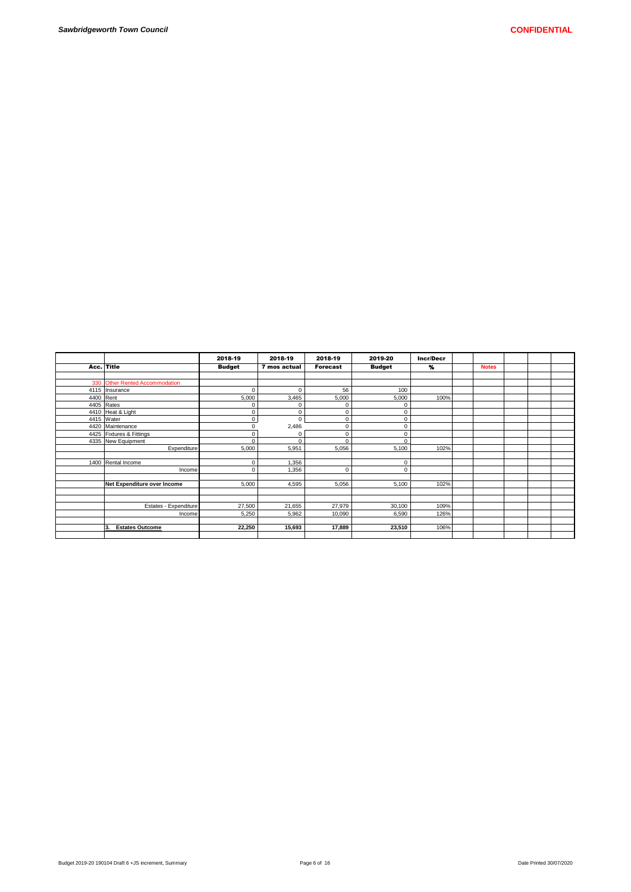| Acc. | Title | 2018-19 Budget | 2018-19 7 mos actual | 2018-19 Forecast | 2019-20 Budget | Incr/Decr % | | Notes | | | |
|---|---|---|---|---|---|---|---|---|---|---|---|
| | | | | | | | | | | | |
| 330 | Other Rented Accommodation | | | | | | | | | | |
| 4115 | Insurance | 0 | 0 | 56 | 100 | | | | | | |
| 4400 | Rent | 5,000 | 3,465 | 5,000 | 5,000 | 100% | | | | | |
| 4405 | Rates | 0 | 0 | 0 | 0 | | | | | | |
| 4410 | Heat & Light | 0 | 0 | 0 | 0 | | | | | | |
| 4415 | Water | 0 | 0 | 0 | 0 | | | | | | |
| 4420 | Maintenance | 0 | 2,486 | 0 | 0 | | | | | | |
| 4425 | Fixtures & Fittings | 0 | 0 | 0 | 0 | | | | | | |
| 4335 | New Equipment | 0 | 0 | 0 | 0 | | | | | | |
| | Expenditure | 5,000 | 5,951 | 5,056 | 5,100 | 102% | | | | | |
| | | | | | | | | | | | |
| 1400 | Rental Income | 0 | 1,356 | | 0 | | | | | | |
| | Income | 0 | 1,356 | 0 | 0 | | | | | | |
| | | | | | | | | | | | |
| | **Net Expenditure over Income** | 5,000 | 4,595 | 5,056 | 5,100 | 102% | | | | | |
| | | | | | | | | | | | |
| | | | | | | | | | | | |
| | Estates - Expenditure | 27,500 | 21,655 | 27,979 | 30,100 | 109% | | | | | |
| | Income | 5,250 | 5,962 | 10,090 | 6,590 | 126% | | | | | |
| | | | | | | | | | | | |
| | **3. Estates Outcome** | **22,250** | **15,693** | **17,889** | **23,510** | 106% | | | | | |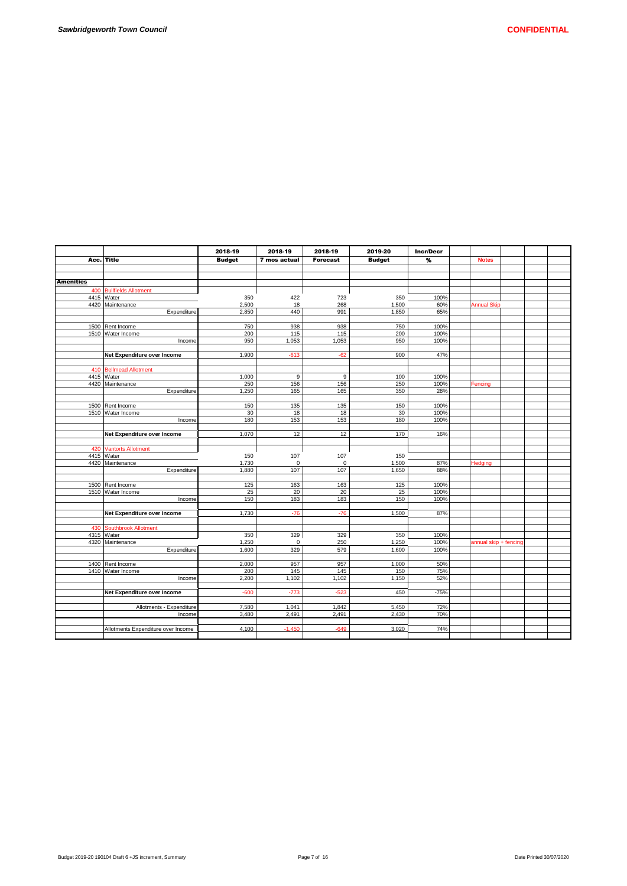*Sawbridgeworth Town Council*

**CONFIDENTIAL**

| Acc. | Title | 2018-19 Budget | 2018-19 7 mos actual | 2018-19 Forecast | 2019-20 Budget | Incr/Decr % | Notes |
|---|---|---|---|---|---|---|---|
| **Amenities** | | | | | | | |
| 400 | Bullfields Allotment | | | | | | |
| 4415 | Water | 350 | 422 | 723 | 350 | 100% | |
| 4420 | Maintenance | 2,500 | 18 | 268 | 1,500 | 60% | Annual Skip |
| | Expenditure | 2,850 | 440 | 991 | 1,850 | 65% | |
| 1500 | Rent Income | 750 | 938 | 938 | 750 | 100% | |
| 1510 | Water Income | 200 | 115 | 115 | 200 | 100% | |
| | Income | 950 | 1,053 | 1,053 | 950 | 100% | |
| | **Net Expenditure over Income** | 1,900 | -613 | -62 | 900 | 47% | |
| 410 | Bellmead Allotment | | | | | | |
| 4415 | Water | 1,000 | 9 | 9 | 100 | 100% | |
| 4420 | Maintenance | 250 | 156 | 156 | 250 | 100% | Fencing |
| | Expenditure | 1,250 | 165 | 165 | 350 | 28% | |
| 1500 | Rent Income | 150 | 135 | 135 | 150 | 100% | |
| 1510 | Water Income | 30 | 18 | 18 | 30 | 100% | |
| | Income | 180 | 153 | 153 | 180 | 100% | |
| | **Net Expenditure over Income** | 1,070 | 12 | 12 | 170 | 16% | |
| 420 | Vantorts Allotment | | | | | | |
| 4415 | Water | 150 | 107 | 107 | 150 | | |
| 4420 | Maintenance | 1,730 | 0 | 0 | 1,500 | 87% | Hedging |
| | Expenditure | 1,880 | 107 | 107 | 1,650 | 88% | |
| 1500 | Rent Income | 125 | 163 | 163 | 125 | 100% | |
| 1510 | Water Income | 25 | 20 | 20 | 25 | 100% | |
| | Income | 150 | 183 | 183 | 150 | 100% | |
| | **Net Expenditure over Income** | 1,730 | -76 | -76 | 1,500 | 87% | |
| 430 | Southbrook Allotment | | | | | | |
| 4315 | Water | 350 | 329 | 329 | 350 | 100% | |
| 4320 | Maintenance | 1,250 | 0 | 250 | 1,250 | 100% | annual skip + fencing |
| | Expenditure | 1,600 | 329 | 579 | 1,600 | 100% | |
| 1400 | Rent Income | 2,000 | 957 | 957 | 1,000 | 50% | |
| 1410 | Water Income | 200 | 145 | 145 | 150 | 75% | |
| | Income | 2,200 | 1,102 | 1,102 | 1,150 | 52% | |
| | **Net Expenditure over Income** | -600 | -773 | -523 | 450 | -75% | |
| | Allotments - Expenditure | 7,580 | 1,041 | 1,842 | 5,450 | 72% | |
| | Income | 3,480 | 2,491 | 2,491 | 2,430 | 70% | |
| | Allotments Expenditure over Income | 4,100 | -1,450 | -649 | 3,020 | 74% | |

Budget 2019-20 190104 Draft 6 +JS increment, Summary

Date Printed 30/07/2020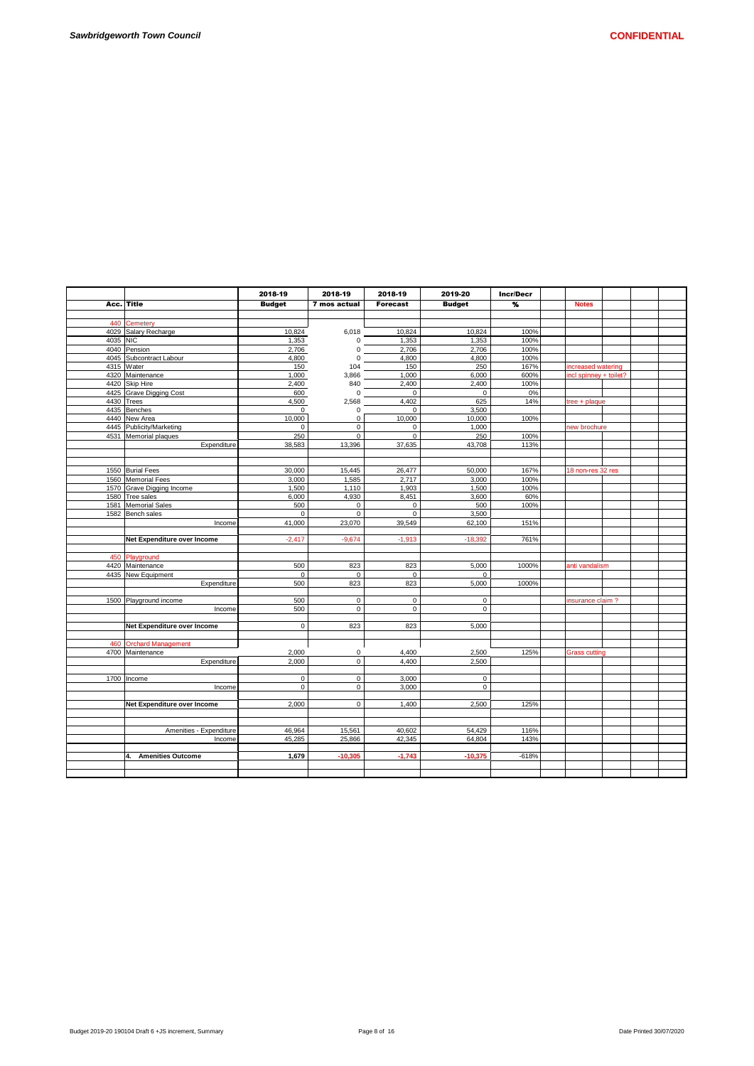*Sawbridgeworth Town Council* **CONFIDENTIAL**

| Acc. | Title | 2018-19 Budget | 2018-19 7 mos actual | 2018-19 Forecast | 2019-20 Budget | Incr/Decr % | Notes |
|---|---|---|---|---|---|---|---|
| 440 | Cemetery | | | | | | |
| 4029 | Salary Recharge | 10,824 | 6,018 | 10,824 | 10,824 | 100% | |
| 4035 | NIC | 1,353 | 0 | 1,353 | 1,353 | 100% | |
| 4040 | Pension | 2,706 | 0 | 2,706 | 2,706 | 100% | |
| 4045 | Subcontract Labour | 4,800 | 0 | 4,800 | 4,800 | 100% | |
| 4315 | Water | 150 | 104 | 150 | 250 | 167% | increased watering |
| 4320 | Maintenance | 1,000 | 3,866 | 1,000 | 6,000 | 600% | incl spinney + toilet? |
| 4420 | Skip Hire | 2,400 | 840 | 2,400 | 2,400 | 100% | |
| 4425 | Grave Digging Cost | 600 | 0 | 0 | 0 | 0% | |
| 4430 | Trees | 4,500 | 2,568 | 4,402 | 625 | 14% | tree + plaque |
| 4435 | Benches | 0 | 0 | 0 | 3,500 | | |
| 4440 | New Area | 10,000 | 0 | 10,000 | 10,000 | 100% | |
| 4445 | Publicity/Marketing | 0 | 0 | 0 | 1,000 | | new brochure |
| 4531 | Memorial plaques | 250 | 0 | 0 | 250 | 100% | |
| | Expenditure | 38,583 | 13,396 | 37,635 | 43,708 | 113% | |
| | | | | | | | |
| 1550 | Burial Fees | 30,000 | 15,445 | 26,477 | 50,000 | 167% | 18 non-res 32 res |
| 1560 | Memorial Fees | 3,000 | 1,585 | 2,717 | 3,000 | 100% | |
| 1570 | Grave Digging Income | 1,500 | 1,110 | 1,903 | 1,500 | 100% | |
| 1580 | Tree sales | 6,000 | 4,930 | 8,451 | 3,600 | 60% | |
| 1581 | Memorial Sales | 500 | 0 | 0 | 500 | 100% | |
| 1582 | Bench sales | 0 | 0 | 0 | 3,500 | | |
| | Income | 41,000 | 23,070 | 39,549 | 62,100 | 151% | |
| | **Net Expenditure over Income** | -2,417 | -9,674 | -1,913 | -18,392 | 761% | |
| | | | | | | | |
| 450 | Playground | | | | | | |
| 4420 | Maintenance | 500 | 823 | 823 | 5,000 | 1000% | anti vandalism |
| 4435 | New Equipment | 0 | 0 | 0 | 0 | | |
| | Expenditure | 500 | 823 | 823 | 5,000 | 1000% | |
| | | | | | | | |
| 1500 | Playground income | 500 | 0 | 0 | 0 | | insurance claim ? |
| | Income | 500 | 0 | 0 | 0 | | |
| | **Net Expenditure over Income** | 0 | 823 | 823 | 5,000 | | |
| | | | | | | | |
| 460 | Orchard Management | | | | | | |
| 4700 | Maintenance | 2,000 | 0 | 4,400 | 2,500 | 125% | Grass cutting |
| | Expenditure | 2,000 | 0 | 4,400 | 2,500 | | |
| | | | | | | | |
| 1700 | Income | 0 | 0 | 3,000 | 0 | | |
| | Income | 0 | 0 | 3,000 | 0 | | |
| | **Net Expenditure over Income** | 2,000 | 0 | 1,400 | 2,500 | 125% | |
| | | | | | | | |
| | Amenities - Expenditure | 46,964 | 15,561 | 40,602 | 54,429 | 116% | |
| | Income | 45,285 | 25,866 | 42,345 | 64,804 | 143% | |
| | | | | | | | |
| | **4. Amenities Outcome** | **1,679** | **-10,305** | **-1,743** | **-10,375** | -618% | |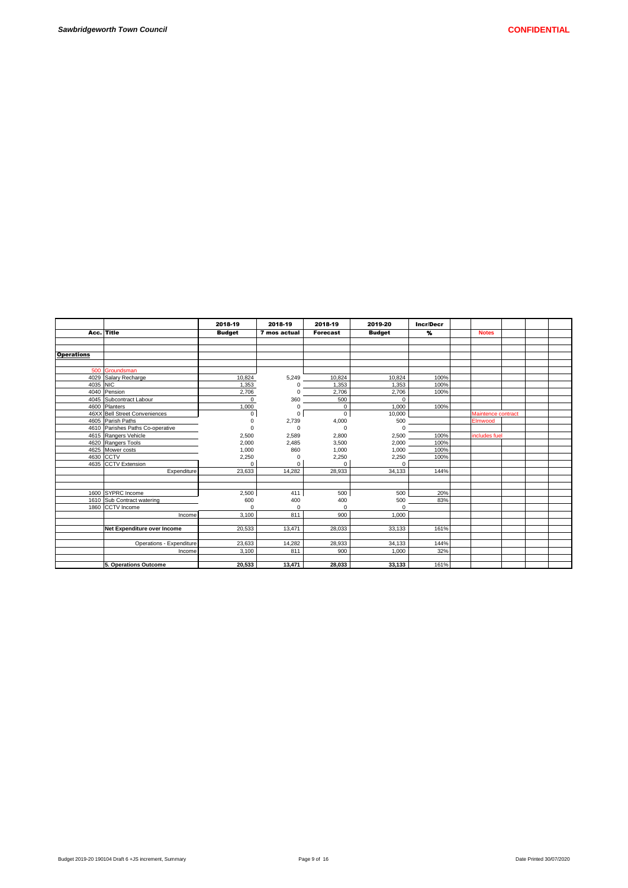| Acc. | Title | 2018-19 Budget | 2018-19 7 mos actual | 2018-19 Forecast | 2019-20 Budget | Incr/Decr % | | Notes | | | |
|---|---|---|---|---|---|---|---|---|---|---|---|
| | | | | | | | | | | | |
| **Operations** | | | | | | | | | | | |
| | | | | | | | | | | | |
| 500 | Groundsman | | | | | | | | | | |
| 4029 | Salary Recharge | 10,824 | 5,249 | 10,824 | 10,824 | 100% | | | | | |
| 4035 | NIC | 1,353 | 0 | 1,353 | 1,353 | 100% | | | | | |
| 4040 | Pension | 2,706 | 0 | 2,706 | 2,706 | 100% | | | | | |
| 4045 | Subcontract Labour | 0 | 360 | 500 | 0 | | | | | | |
| 4600 | Planters | 1,000 | 0 | 0 | 1,000 | 100% | | | | | |
| 46XX | Bell Street Conveniences | 0 | 0 | 0 | 10,000 | | | Maintence contract | | | |
| 4605 | Parish Paths | 0 | 2,739 | 4,000 | 500 | | | Elmwood | | | |
| 4610 | Parishes Paths Co-operative | 0 | 0 | 0 | 0 | | | | | | |
| 4615 | Rangers Vehicle | 2,500 | 2,589 | 2,800 | 2,500 | 100% | | includes fuel | | | |
| 4620 | Rangers Tools | 2,000 | 2,485 | 3,500 | 2,000 | 100% | | | | | |
| 4625 | Mower costs | 1,000 | 860 | 1,000 | 1,000 | 100% | | | | | |
| 4630 | CCTV | 2,250 | 0 | 2,250 | 2,250 | 100% | | | | | |
| 4635 | CCTV Extension | 0 | 0 | 0 | 0 | | | | | | |
| | Expenditure | 23,633 | 14,282 | 28,933 | 34,133 | 144% | | | | | |
| | | | | | | | | | | | |
| | | | | | | | | | | | |
| 1600 | SYPRC Income | 2,500 | 411 | 500 | 500 | 20% | | | | | |
| 1610 | Sub Contract watering | 600 | 400 | 400 | 500 | 83% | | | | | |
| 1860 | CCTV Income | 0 | 0 | 0 | 0 | | | | | | |
| | Income | 3,100 | 811 | 900 | 1,000 | | | | | | |
| | | | | | | | | | | | |
| | **Net Expenditure over Income** | 20,533 | 13,471 | 28,033 | 33,133 | 161% | | | | | |
| | | | | | | | | | | | |
| | Operations - Expenditure | 23,633 | 14,282 | 28,933 | 34,133 | 144% | | | | | |
| | Income | 3,100 | 811 | 900 | 1,000 | 32% | | | | | |
| | | | | | | | | | | | |
| | **5. Operations Outcome** | **20,533** | **13,471** | **28,033** | **33,133** | 161% | | | | | |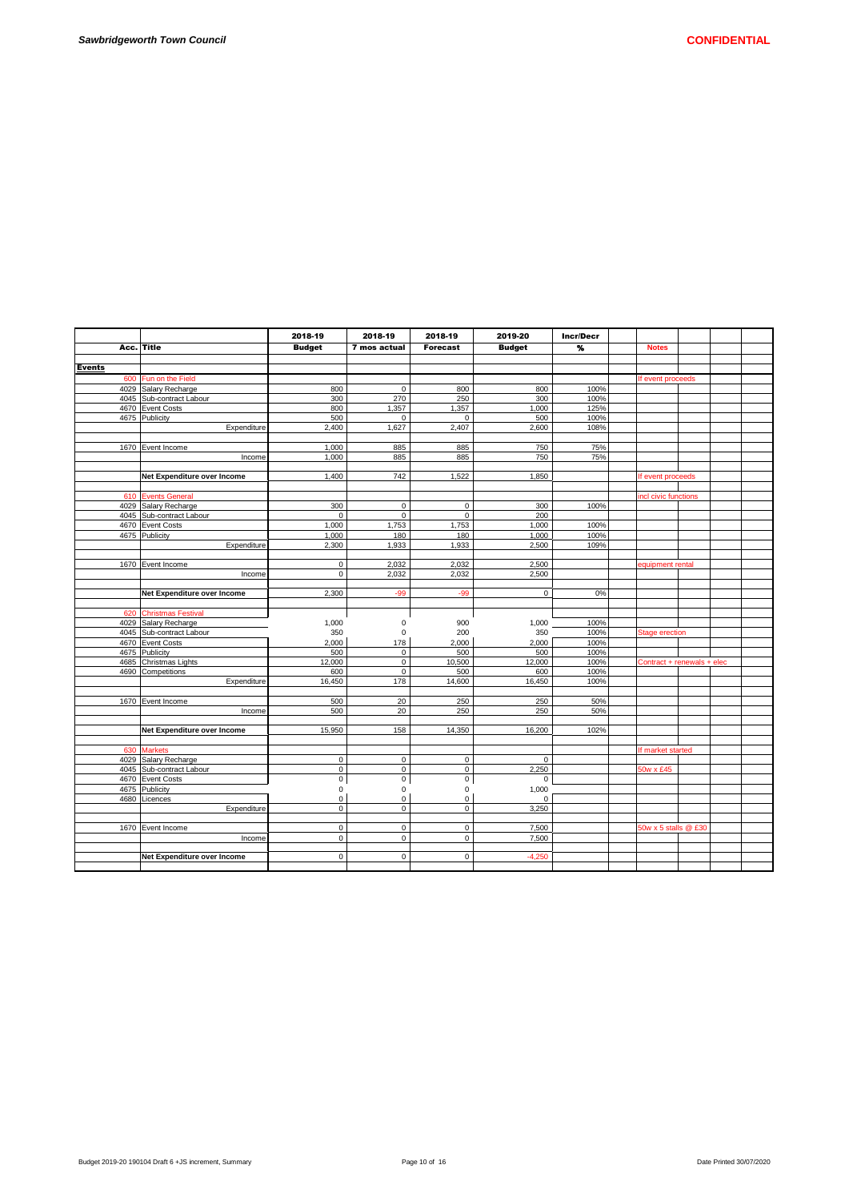**Sawbridgeworth Town Council**

**CONFIDENTIAL**

| Acc. | Title | 2018-19 Budget | 2018-19 7 mos actual | 2018-19 Forecast | 2019-20 Budget | Incr/Decr % | Notes |
|---|---|---|---|---|---|---|---|
| **Events** | | | | | | | |
| 600 | Fun on the Field | | | | | | If event proceeds |
| 4029 | Salary Recharge | 800 | 0 | 800 | 800 | 100% | |
| 4045 | Sub-contract Labour | 300 | 270 | 250 | 300 | 100% | |
| 4670 | Event Costs | 800 | 1,357 | 1,357 | 1,000 | 125% | |
| 4675 | Publicity | 500 | 0 | 0 | 500 | 100% | |
| | Expenditure | 2,400 | 1,627 | 2,407 | 2,600 | 108% | |
| 1670 | Event Income | 1,000 | 885 | 885 | 750 | 75% | |
| | Income | 1,000 | 885 | 885 | 750 | 75% | |
| | **Net Expenditure over Income** | 1,400 | 742 | 1,522 | 1,850 | | If event proceeds |
| 610 | Events General | | | | | | incl civic functions |
| 4029 | Salary Recharge | 300 | 0 | 0 | 300 | 100% | |
| 4045 | Sub-contract Labour | 0 | 0 | 0 | 200 | | |
| 4670 | Event Costs | 1,000 | 1,753 | 1,753 | 1,000 | 100% | |
| 4675 | Publicity | 1,000 | 180 | 180 | 1,000 | 100% | |
| | Expenditure | 2,300 | 1,933 | 1,933 | 2,500 | 109% | |
| 1670 | Event Income | 0 | 2,032 | 2,032 | 2,500 | | equipment rental |
| | Income | 0 | 2,032 | 2,032 | 2,500 | | |
| | **Net Expenditure over Income** | 2,300 | -99 | -99 | 0 | 0% | |
| 620 | Christmas Festival | | | | | | |
| 4029 | Salary Recharge | 1,000 | 0 | 900 | 1,000 | 100% | |
| 4045 | Sub-contract Labour | 350 | 0 | 200 | 350 | 100% | Stage erection |
| 4670 | Event Costs | 2,000 | 178 | 2,000 | 2,000 | 100% | |
| 4675 | Publicity | 500 | 0 | 500 | 500 | 100% | |
| 4685 | Christmas Lights | 12,000 | 0 | 10,500 | 12,000 | 100% | Contract + renewals + elec |
| 4690 | Competitions | 600 | 0 | 500 | 600 | 100% | |
| | Expenditure | 16,450 | 178 | 14,600 | 16,450 | 100% | |
| 1670 | Event Income | 500 | 20 | 250 | 250 | 50% | |
| | Income | 500 | 20 | 250 | 250 | 50% | |
| | **Net Expenditure over Income** | 15,950 | 158 | 14,350 | 16,200 | 102% | |
| 630 | Markets | | | | | | If market started |
| 4029 | Salary Recharge | 0 | 0 | 0 | 0 | | |
| 4045 | Sub-contract Labour | 0 | 0 | 0 | 2,250 | | 50w x £45 |
| 4670 | Event Costs | 0 | 0 | 0 | 0 | | |
| 4675 | Publicity | 0 | 0 | 0 | 1,000 | | |
| 4680 | Licences | 0 | 0 | 0 | 0 | | |
| | Expenditure | 0 | 0 | 0 | 3,250 | | |
| 1670 | Event Income | 0 | 0 | 0 | 7,500 | | 50w x 5 stalls @ £30 |
| | Income | 0 | 0 | 0 | 7,500 | | |
| | **Net Expenditure over Income** | 0 | 0 | 0 | -4,250 | | |

Budget 2019-20 190104 Draft 6 +JS increment, Summary — Date Printed 30/07/2020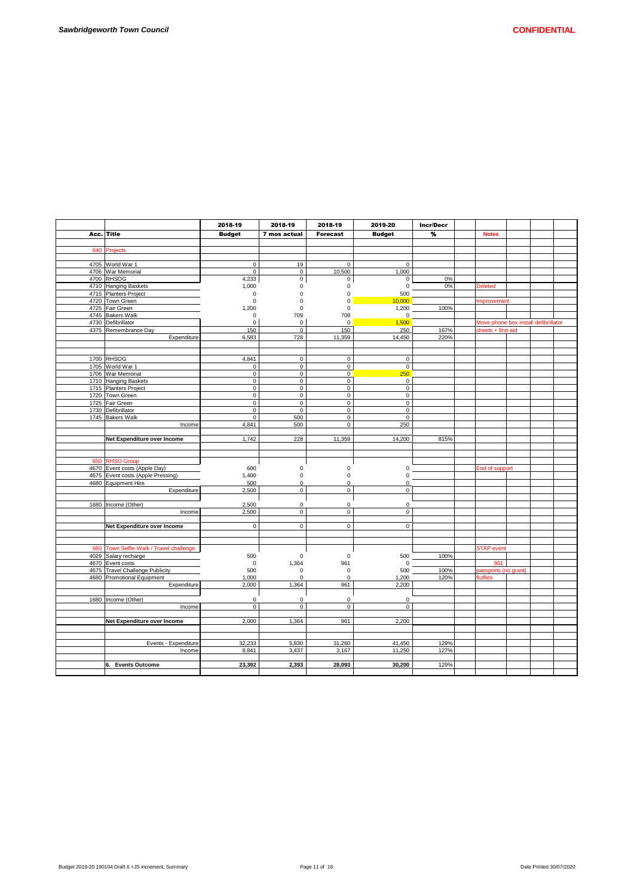*Sawbridgeworth Town Council* **CONFIDENTIAL**

| Acc. | Title | 2018-19 Budget | 2018-19 7 mos actual | 2018-19 Forecast | 2019-20 Budget | Incr/Decr % | Notes |
|---|---|---|---|---|---|---|---|
| 640 | Projects | | | | | | |
| 4705 | World War 1 | 0 | 19 | 0 | 0 | | |
| 4706 | War Memorial | 0 | 0 | 10,500 | 1,000 | | |
| 4700 | RHSOG | 4,233 | 0 | 0 | 0 | 0% | |
| 4710 | Hanging Baskets | 1,000 | 0 | 0 | 0 | 0% | Deleted |
| 4715 | Planters Project | 0 | 0 | 0 | 500 | | |
| 4720 | Town Green | 0 | 0 | 0 | 10,000 | | Improvement |
| 4725 | Fair Green | 1,200 | 0 | 0 | 1,200 | 100% | |
| 4745 | Bakers Walk | 0 | 709 | 709 | 0 | | |
| 4730 | Defibrillator | 0 | 0 | 0 | 1,500 | | Move phone box install defibrillator |
| 4375 | Remembrance Day | 150 | 0 | 150 | 250 | 167% | sheets + first aid |
| | Expenditure | 6,583 | 728 | 11,359 | 14,450 | 220% | |
| | | | | | | | |
| 1700 | RHSOG | 4,841 | 0 | 0 | 0 | | |
| 1705 | World War 1 | 0 | 0 | 0 | 0 | | |
| 1706 | War Memorial | 0 | 0 | 0 | 250 | | |
| 1710 | Hanging Baskets | 0 | 0 | 0 | 0 | | |
| 1715 | Planters Project | 0 | 0 | 0 | 0 | | |
| 1720 | Town Green | 0 | 0 | 0 | 0 | | |
| 1725 | Fair Green | 0 | 0 | 0 | 0 | | |
| 1730 | Defibrillator | 0 | 0 | 0 | 0 | | |
| 1745 | Bakers Walk | 0 | 500 | 0 | 0 | | |
| | Income | 4,841 | 500 | 0 | 250 | | |
| | | | | | | | |
| | **Net Expenditure over Income** | 1,742 | 228 | 11,359 | 14,200 | 815% | |
| | | | | | | | |
| 650 | RHSO Group | | | | | | |
| 4670 | Event costs (Apple Day) | 600 | 0 | 0 | 0 | | End of support |
| 4675 | Event costs (Apple Pressing) | 1,400 | 0 | 0 | 0 | | |
| 4680 | Equipment Hire | 500 | 0 | 0 | 0 | | |
| | Expenditure | 2,500 | 0 | 0 | 0 | | |
| | | | | | | | |
| 1680 | Income (Other) | 2,500 | 0 | 0 | 0 | | |
| | Income | 2,500 | 0 | 0 | 0 | | |
| | | | | | | | |
| | **Net Expenditure over Income** | 0 | 0 | 0 | 0 | | |
| | | | | | | | |
| 660 | Town Selfie Walk / Travel challenge | | | | | | STAP event |
| 4029 | Salary recharge | 500 | 0 | 0 | 500 | 100% | |
| 4670 | Event costs | 0 | 1,364 | 961 | 0 | | 961 |
| 4675 | Travel Challenge Publicity | 500 | 0 | 0 | 500 | 100% | passports (no grant) |
| 4680 | Promotional Equipment | 1,000 | 0 | 0 | 1,200 | 120% | fluffies |
| | Expenditure | 2,000 | 1,364 | 961 | 2,200 | | |
| | | | | | | | |
| 1680 | Income (Other) | 0 | 0 | 0 | 0 | | |
| | Income | 0 | 0 | 0 | 0 | | |
| | | | | | | | |
| | **Net Expenditure over Income** | 2,000 | 1,364 | 961 | 2,200 | | |
| | | | | | | | |
| | Events - Expenditure | 32,233 | 5,830 | 31,260 | 41,450 | 129% | |
| | Income | 8,841 | 3,437 | 3,167 | 11,250 | 127% | |
| | | | | | | | |
| | **6. Events Outcome** | **23,392** | **2,393** | **28,093** | **30,200** | 129% | |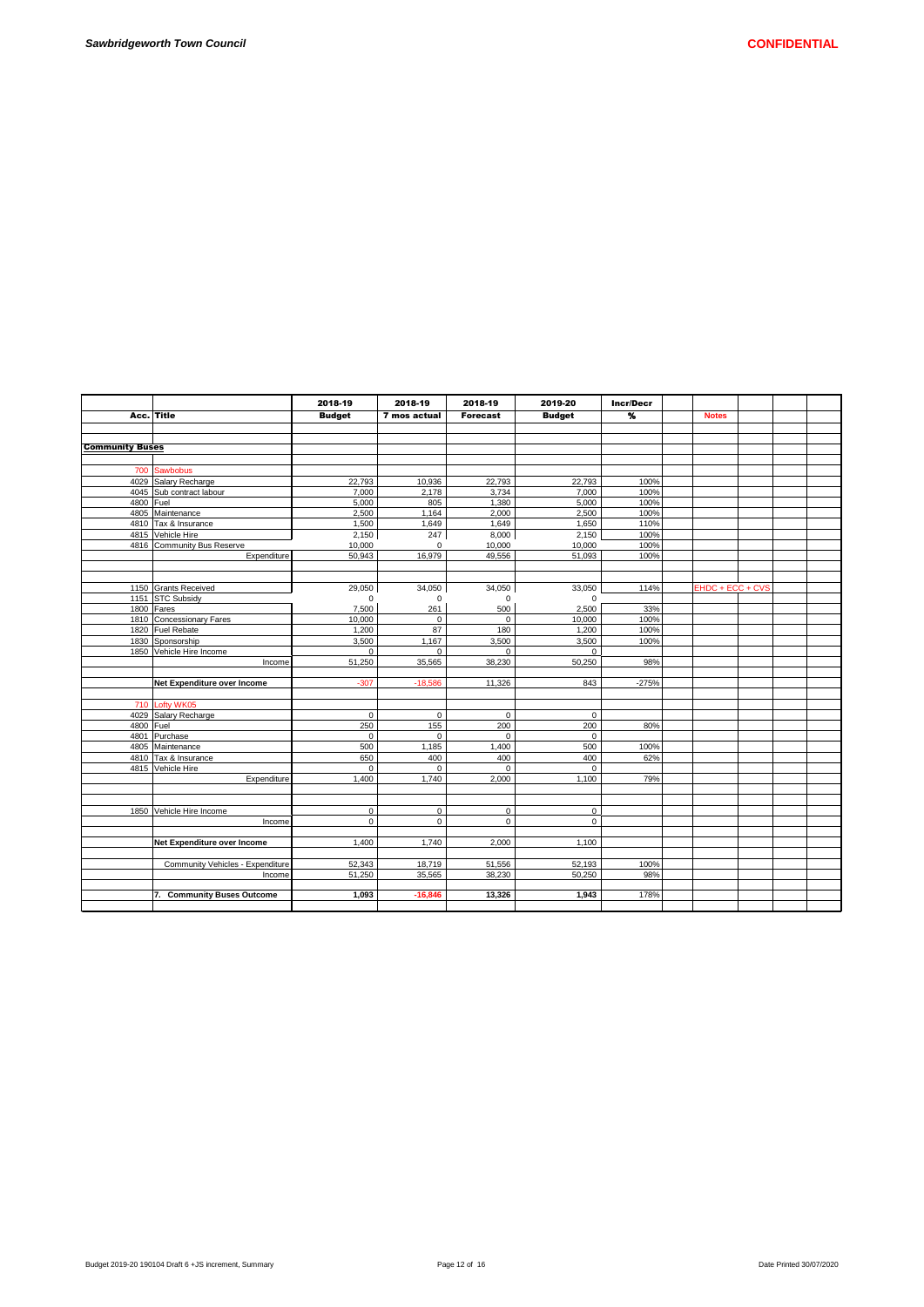| Acc. | Title | 2018-19 Budget | 2018-19 7 mos actual | 2018-19 Forecast | 2019-20 Budget | Incr/Decr % | Notes |
|---|---|---|---|---|---|---|---|
| **Community Buses** | | | | | | | |
| 700 | Sawbobus | | | | | | |
| 4029 | Salary Recharge | 22,793 | 10,936 | 22,793 | 22,793 | 100% | |
| 4045 | Sub contract labour | 7,000 | 2,178 | 3,734 | 7,000 | 100% | |
| 4800 | Fuel | 5,000 | 805 | 1,380 | 5,000 | 100% | |
| 4805 | Maintenance | 2,500 | 1,164 | 2,000 | 2,500 | 100% | |
| 4810 | Tax & Insurance | 1,500 | 1,649 | 1,649 | 1,650 | 110% | |
| 4815 | Vehicle Hire | 2,150 | 247 | 8,000 | 2,150 | 100% | |
| 4816 | Community Bus Reserve | 10,000 | 0 | 10,000 | 10,000 | 100% | |
| | Expenditure | 50,943 | 16,979 | 49,556 | 51,093 | 100% | |
| 1150 | Grants Received | 29,050 | 34,050 | 34,050 | 33,050 | 114% | EHDC + ECC + CVS |
| 1151 | STC Subsidy | 0 | 0 | 0 | 0 | | |
| 1800 | Fares | 7,500 | 261 | 500 | 2,500 | 33% | |
| 1810 | Concessionary Fares | 10,000 | 0 | 0 | 10,000 | 100% | |
| 1820 | Fuel Rebate | 1,200 | 87 | 180 | 1,200 | 100% | |
| 1830 | Sponsorship | 3,500 | 1,167 | 3,500 | 3,500 | 100% | |
| 1850 | Vehicle Hire Income | 0 | 0 | 0 | 0 | | |
| | Income | 51,250 | 35,565 | 38,230 | 50,250 | 98% | |
| | **Net Expenditure over Income** | -307 | -18,586 | 11,326 | 843 | -275% | |
| 710 | Lofty WK05 | | | | | | |
| 4029 | Salary Recharge | 0 | 0 | 0 | 0 | | |
| 4800 | Fuel | 250 | 155 | 200 | 200 | 80% | |
| 4801 | Purchase | 0 | 0 | 0 | 0 | | |
| 4805 | Maintenance | 500 | 1,185 | 1,400 | 500 | 100% | |
| 4810 | Tax & Insurance | 650 | 400 | 400 | 400 | 62% | |
| 4815 | Vehicle Hire | 0 | 0 | 0 | 0 | | |
| | Expenditure | 1,400 | 1,740 | 2,000 | 1,100 | 79% | |
| 1850 | Vehicle Hire Income | 0 | 0 | 0 | 0 | | |
| | Income | 0 | 0 | 0 | 0 | | |
| | **Net Expenditure over Income** | 1,400 | 1,740 | 2,000 | 1,100 | | |
| | Community Vehicles - Expenditure | 52,343 | 18,719 | 51,556 | 52,193 | 100% | |
| | Income | 51,250 | 35,565 | 38,230 | 50,250 | 98% | |
| | **7. Community Buses Outcome** | **1,093** | **-16,846** | **13,326** | **1,943** | 178% | |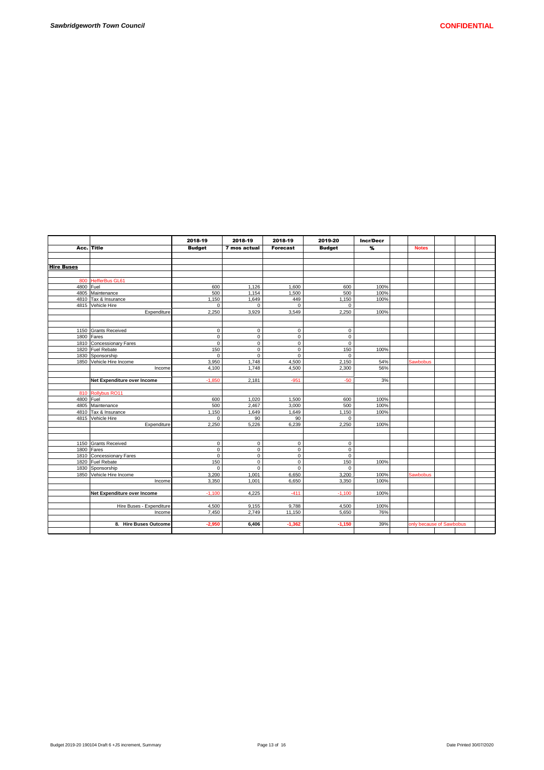| Acc. | Title | 2018-19 Budget | 2018-19 7 mos actual | 2018-19 Forecast | 2019-20 Budget | Incr/Decr % | Notes |
|---|---|---|---|---|---|---|---|
| **Hire Buses** | | | | | | | |
| 800 | HefferBus GL61 | | | | | | |
| 4800 | Fuel | 600 | 1,126 | 1,600 | 600 | 100% | |
| 4805 | Maintenance | 500 | 1,154 | 1,500 | 500 | 100% | |
| 4810 | Tax & Insurance | 1,150 | 1,649 | 449 | 1,150 | 100% | |
| 4815 | Vehicle Hire | 0 | 0 | 0 | 0 | | |
| | Expenditure | 2,250 | 3,929 | 3,549 | 2,250 | 100% | |
| 1150 | Grants Received | 0 | 0 | 0 | 0 | | |
| 1800 | Fares | 0 | 0 | 0 | 0 | | |
| 1810 | Concessionary Fares | 0 | 0 | 0 | 0 | | |
| 1820 | Fuel Rebate | 150 | 0 | 0 | 150 | 100% | |
| 1830 | Sponsorship | 0 | 0 | 0 | 0 | | |
| 1850 | Vehicle Hire Income | 3,950 | 1,748 | 4,500 | 2,150 | 54% | Sawbobus |
| | Income | 4,100 | 1,748 | 4,500 | 2,300 | 56% | |
| | **Net Expenditure over Income** | -1,850 | 2,181 | -951 | -50 | 3% | |
| 810 | Rollybus RO11 | | | | | | |
| 4800 | Fuel | 600 | 1,020 | 1,500 | 600 | 100% | |
| 4805 | Maintenance | 500 | 2,467 | 3,000 | 500 | 100% | |
| 4810 | Tax & Insurance | 1,150 | 1,649 | 1,649 | 1,150 | 100% | |
| 4815 | Vehicle Hire | 0 | 90 | 90 | 0 | | |
| | Expenditure | 2,250 | 5,226 | 6,239 | 2,250 | 100% | |
| 1150 | Grants Received | 0 | 0 | 0 | 0 | | |
| 1800 | Fares | 0 | 0 | 0 | 0 | | |
| 1810 | Concessionary Fares | 0 | 0 | 0 | 0 | | |
| 1820 | Fuel Rebate | 150 | 0 | 0 | 150 | 100% | |
| 1830 | Sponsorship | 0 | 0 | 0 | 0 | | |
| 1850 | Vehicle Hire Income | 3,200 | 1,001 | 6,650 | 3,200 | 100% | Sawbobus |
| | Income | 3,350 | 1,001 | 6,650 | 3,350 | 100% | |
| | **Net Expenditure over Income** | -1,100 | 4,225 | -411 | -1,100 | 100% | |
| | Hire Buses - Expenditure | 4,500 | 9,155 | 9,788 | 4,500 | 100% | |
| | Income | 7,450 | 2,749 | 11,150 | 5,650 | 76% | |
| | **8. Hire Buses Outcome** | **-2,950** | **6,406** | **-1,362** | **-1,150** | 39% | only because of Sawbobus |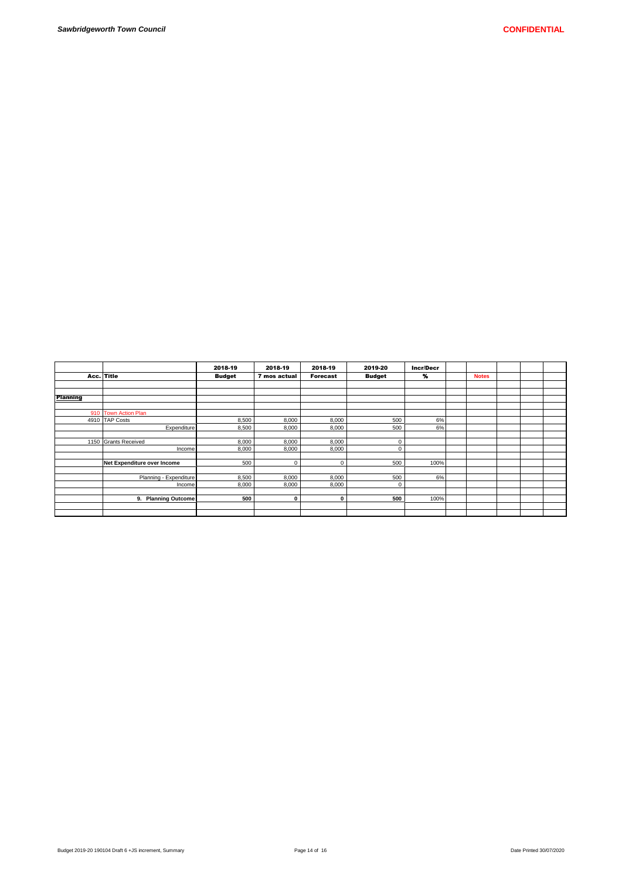| Acc. | Title | 2018-19 Budget | 2018-19 7 mos actual | 2018-19 Forecast | 2019-20 Budget | Incr/Decr % | | Notes | | | |
|---|---|---|---|---|---|---|---|---|---|---|---|
| | | | | | | | | | | | |
| **Planning** | | | | | | | | | | | |
| | | | | | | | | | | | |
| 910 | Town Action Plan | | | | | | | | | | |
| 4910 | TAP Costs | 8,500 | 8,000 | 8,000 | 500 | 6% | | | | | |
| | Expenditure | 8,500 | 8,000 | 8,000 | 500 | 6% | | | | | |
| | | | | | | | | | | | |
| 1150 | Grants Received | 8,000 | 8,000 | 8,000 | 0 | | | | | | |
| | Income | 8,000 | 8,000 | 8,000 | 0 | | | | | | |
| | | | | | | | | | | | |
| | **Net Expenditure over Income** | 500 | 0 | 0 | 500 | 100% | | | | | |
| | | | | | | | | | | | |
| | Planning - Expenditure | 8,500 | 8,000 | 8,000 | 500 | 6% | | | | | |
| | Income | 8,000 | 8,000 | 8,000 | 0 | | | | | | |
| | | | | | | | | | | | |
| | **9. Planning Outcome** | **500** | **0** | **0** | **500** | 100% | | | | | |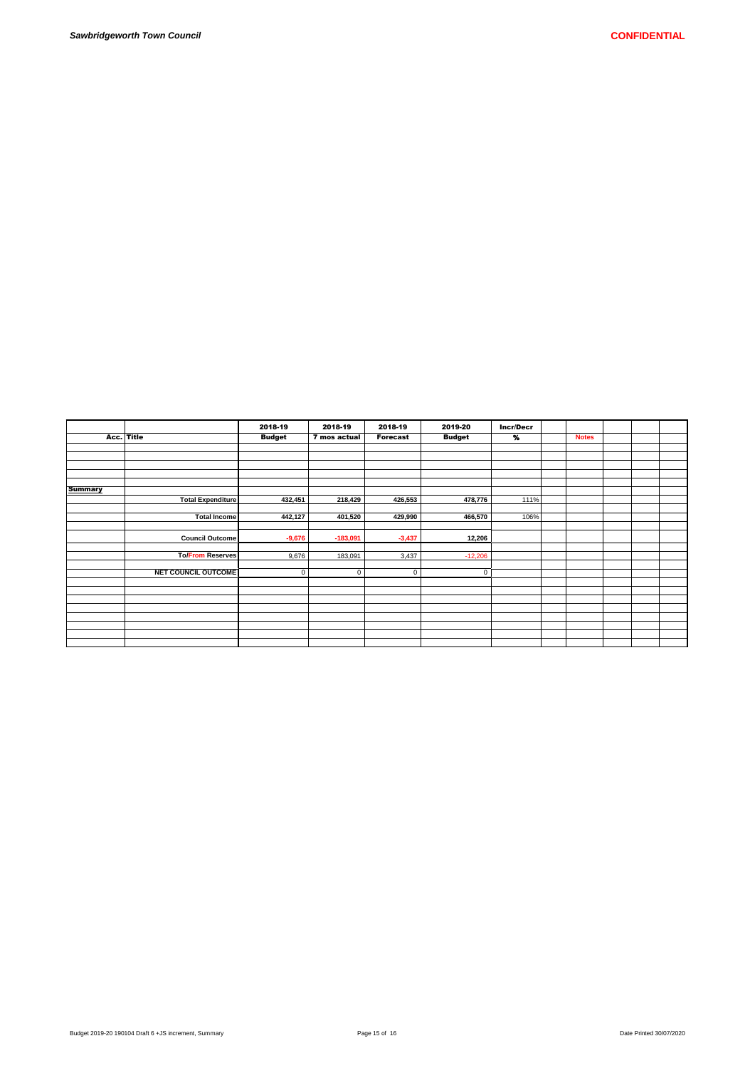| Acc. | Title | 2018-19 Budget | 2018-19 7 mos actual | 2018-19 Forecast | 2019-20 Budget | Incr/Decr % | | Notes | | | |
|---|---|---|---|---|---|---|---|---|---|---|---|
| | | | | | | | | | | | |
| | | | | | | | | | | | |
| | | | | | | | | | | | |
| | | | | | | | | | | | |
| | | | | | | | | | | | |
| **Summary** | | | | | | | | | | | |
| | **Total Expenditure** | **432,451** | **218,429** | **426,553** | **478,776** | 111% | | | | | |
| | | | | | | | | | | | |
| | **Total Income** | **442,127** | **401,520** | **429,990** | **466,570** | 106% | | | | | |
| | | | | | | | | | | | |
| | **Council Outcome** | **-9,676** | **-183,091** | **-3,437** | **12,206** | | | | | | |
| | | | | | | | | | | | |
| | **To/From Reserves** | 9,676 | 183,091 | 3,437 | -12,206 | | | | | | |
| | | | | | | | | | | | |
| | **NET COUNCIL OUTCOME** | 0 | 0 | 0 | 0 | | | | | | |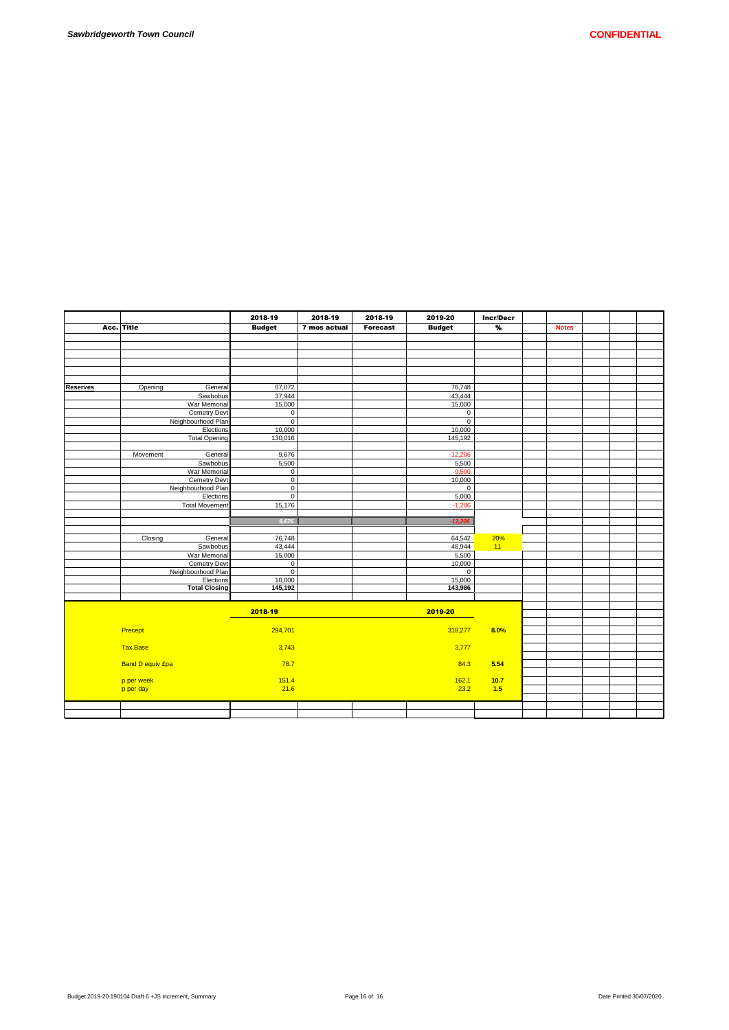| Acc. | Title | | 2018-19 Budget | 2018-19 7 mos actual | 2018-19 Forecast | 2019-20 Budget | Incr/Decr % | | Notes | | | |
|---|---|---|---|---|---|---|---|---|---|---|---|---|
| Reserves | Opening | General | 67,072 | | | 76,748 | | | | | | |
| | | Sawbobus | 37,944 | | | 43,444 | | | | | | |
| | | War Memorial | 15,000 | | | 15,000 | | | | | | |
| | | Cemetry Devt | 0 | | | 0 | | | | | | |
| | | Neighbourhood Plan | 0 | | | 0 | | | | | | |
| | | Elections | 10,000 | | | 10,000 | | | | | | |
| | | Total Opening | 130,016 | | | 145,192 | | | | | | |
| | Movement | General | 9,676 | | | -12,206 | | | | | | |
| | | Sawbobus | 5,500 | | | 5,500 | | | | | | |
| | | War Memorial | 0 | | | -9,500 | | | | | | |
| | | Cemetry Devt | 0 | | | 10,000 | | | | | | |
| | | Neighbourhood Plan | 0 | | | 0 | | | | | | |
| | | Elections | 0 | | | 5,000 | | | | | | |
| | | Total Movement | 15,176 | | | -1,206 | | | | | | |
| | | | 9,676 | | | -12,206 | | | | | | |
| | Closing | General | 76,748 | | | 64,542 | 20% | | | | | |
| | | Sawbobus | 43,444 | | | 48,944 | 11 | | | | | |
| | | War Memorial | 15,000 | | | 5,500 | | | | | | |
| | | Cemetry Devt | 0 | | | 10,000 | | | | | | |
| | | Neighbourhood Plan | 0 | | | 0 | | | | | | |
| | | Elections | 10,000 | | | 15,000 | | | | | | |
| | | **Total Closing** | **145,192** | | | **143,986** | | | | | | |

| | 2018-19 | 2019-20 | |
|---|---|---|---|
| Precept | 294,701 | 318,277 | 8.0% |
| Tax Base | 3,743 | 3,777 | |
| Band D equiv £pa | 78.7 | 84.3 | 5.54 |
| p per week | 151.4 | 162.1 | 10.7 |
| p per day | 21.6 | 23.2 | 1.5 |